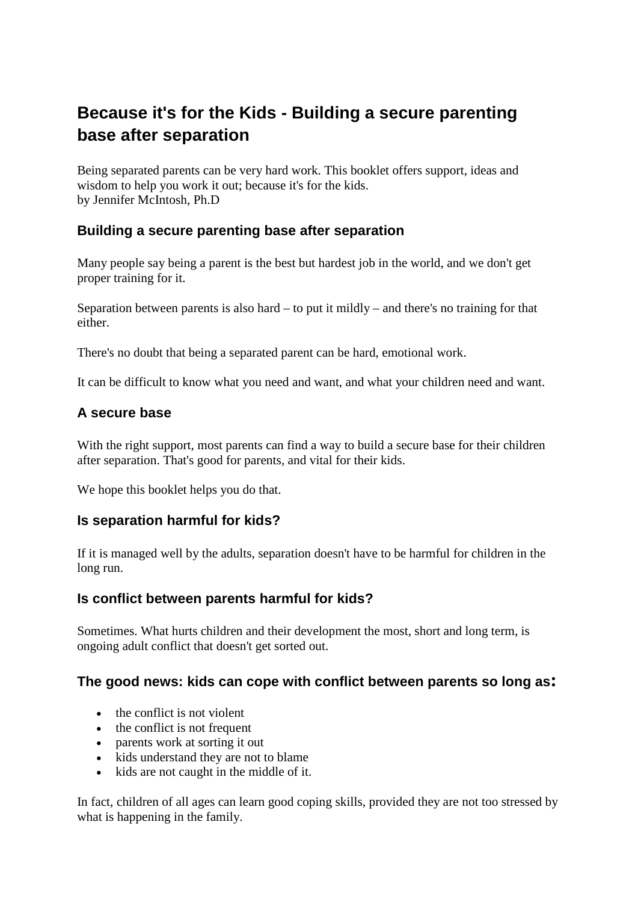# Because it's for the Kids - Building a secure parenting base after separation

Being separated parents can be very hard work. This booklet offers support, ideas and wisdom to help you work it out; because it's for the kids.
by Jennifer McIntosh, Ph.D

## Building a secure parenting base after separation

Many people say being a parent is the best but hardest job in the world, and we don't get proper training for it.

Separation between parents is also hard – to put it mildly – and there's no training for that either.

There's no doubt that being a separated parent can be hard, emotional work.

It can be difficult to know what you need and want, and what your children need and want.

## A secure base

With the right support, most parents can find a way to build a secure base for their children after separation. That's good for parents, and vital for their kids.

We hope this booklet helps you do that.

## Is separation harmful for kids?

If it is managed well by the adults, separation doesn't have to be harmful for children in the long run.

## Is conflict between parents harmful for kids?

Sometimes. What hurts children and their development the most, short and long term, is ongoing adult conflict that doesn't get sorted out.

## The good news: kids can cope with conflict between parents so long as:

- the conflict is not violent
- the conflict is not frequent
- parents work at sorting it out
- kids understand they are not to blame
- kids are not caught in the middle of it.

In fact, children of all ages can learn good coping skills, provided they are not too stressed by what is happening in the family.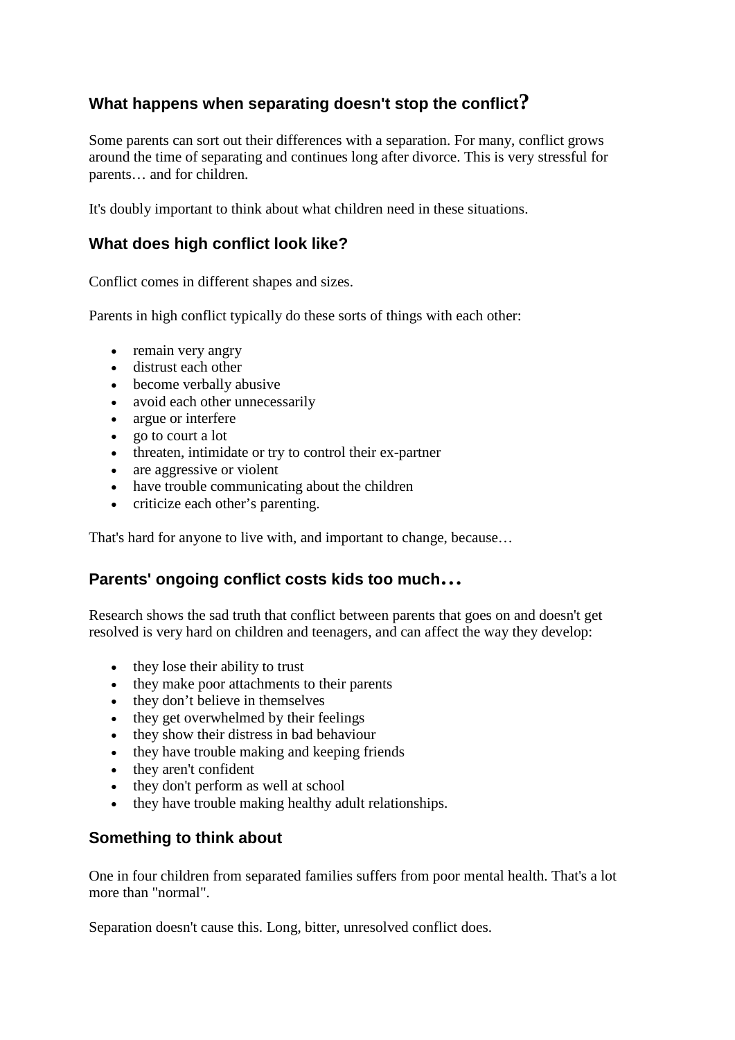## What happens when separating doesn't stop the conflict?

Some parents can sort out their differences with a separation. For many, conflict grows around the time of separating and continues long after divorce. This is very stressful for parents… and for children.

It's doubly important to think about what children need in these situations.

## What does high conflict look like?

Conflict comes in different shapes and sizes.

Parents in high conflict typically do these sorts of things with each other:

- remain very angry
- distrust each other
- become verbally abusive
- avoid each other unnecessarily
- argue or interfere
- go to court a lot
- threaten, intimidate or try to control their ex-partner
- are aggressive or violent
- have trouble communicating about the children
- criticize each other's parenting.

That's hard for anyone to live with, and important to change, because…

## Parents' ongoing conflict costs kids too much…

Research shows the sad truth that conflict between parents that goes on and doesn't get resolved is very hard on children and teenagers, and can affect the way they develop:

- they lose their ability to trust
- they make poor attachments to their parents
- they don't believe in themselves
- they get overwhelmed by their feelings
- they show their distress in bad behaviour
- they have trouble making and keeping friends
- they aren't confident
- they don't perform as well at school
- they have trouble making healthy adult relationships.

## Something to think about

One in four children from separated families suffers from poor mental health. That's a lot more than "normal".

Separation doesn't cause this. Long, bitter, unresolved conflict does.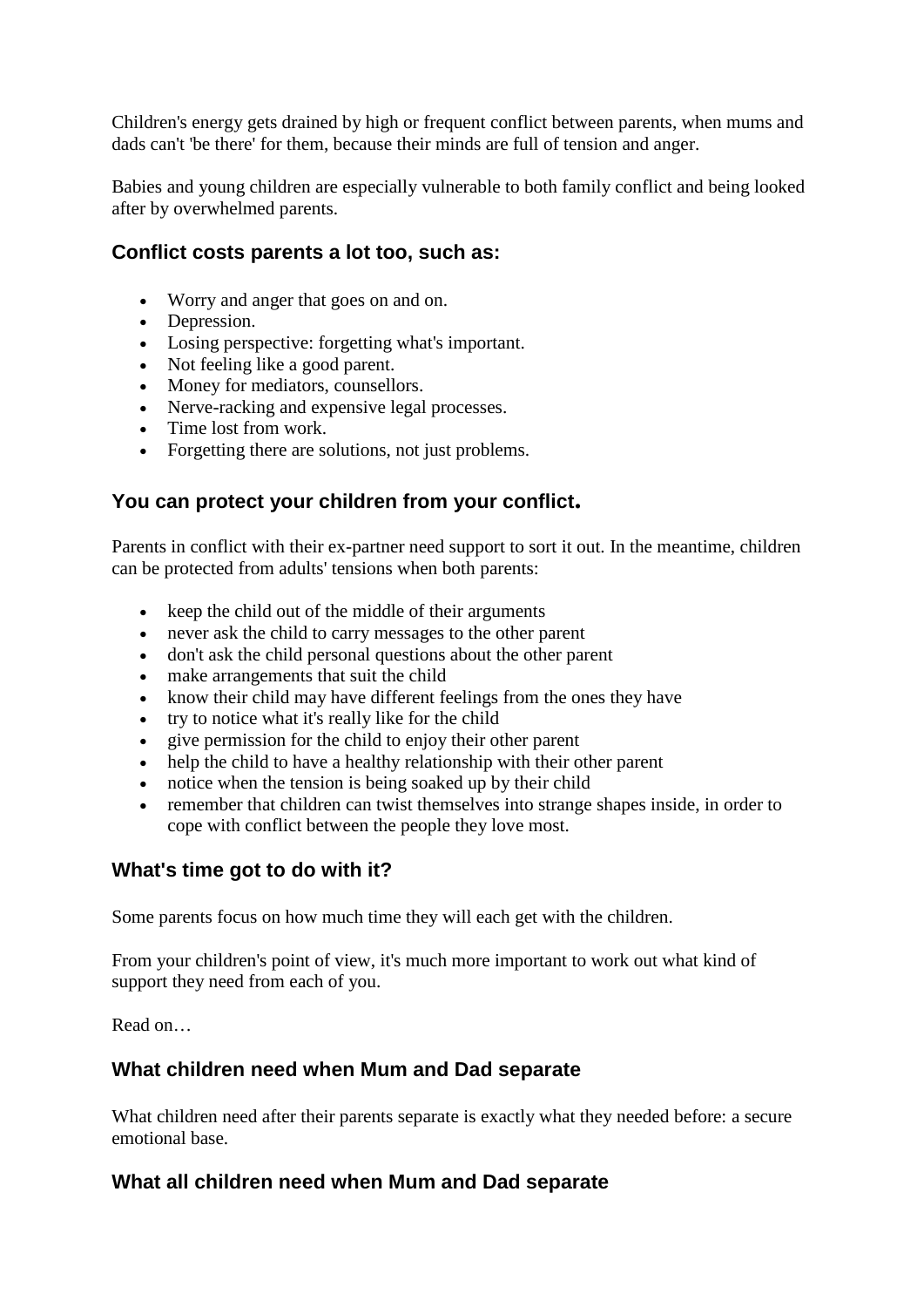Children's energy gets drained by high or frequent conflict between parents, when mums and dads can't 'be there' for them, because their minds are full of tension and anger.

Babies and young children are especially vulnerable to both family conflict and being looked after by overwhelmed parents.

### Conflict costs parents a lot too, such as:

- Worry and anger that goes on and on.
- Depression.
- Losing perspective: forgetting what's important.
- Not feeling like a good parent.
- Money for mediators, counsellors.
- Nerve-racking and expensive legal processes.
- Time lost from work.
- Forgetting there are solutions, not just problems.

### You can protect your children from your conflict.

Parents in conflict with their ex-partner need support to sort it out. In the meantime, children can be protected from adults' tensions when both parents:

- keep the child out of the middle of their arguments
- never ask the child to carry messages to the other parent
- don't ask the child personal questions about the other parent
- make arrangements that suit the child
- know their child may have different feelings from the ones they have
- try to notice what it's really like for the child
- give permission for the child to enjoy their other parent
- help the child to have a healthy relationship with their other parent
- notice when the tension is being soaked up by their child
- remember that children can twist themselves into strange shapes inside, in order to cope with conflict between the people they love most.

### What's time got to do with it?

Some parents focus on how much time they will each get with the children.

From your children's point of view, it's much more important to work out what kind of support they need from each of you.

Read on…

### What children need when Mum and Dad separate

What children need after their parents separate is exactly what they needed before: a secure emotional base.

### What all children need when Mum and Dad separate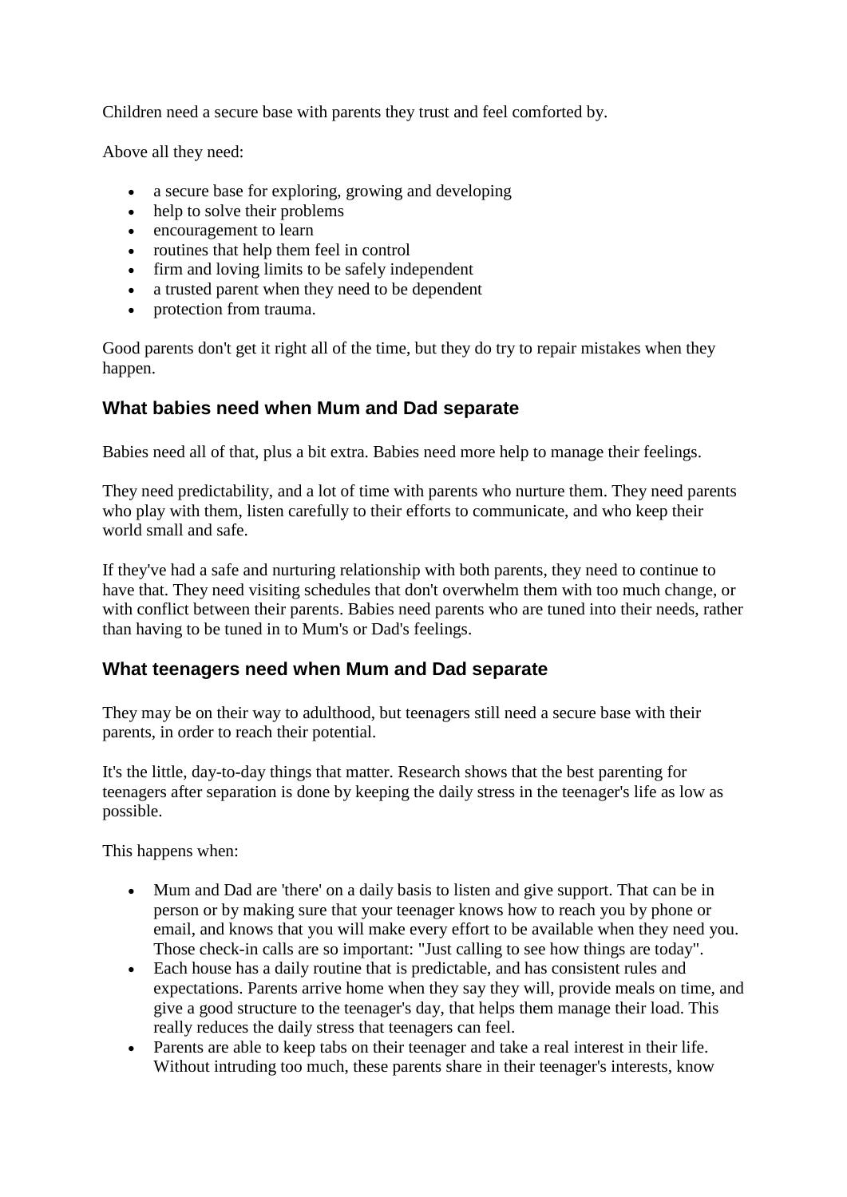Children need a secure base with parents they trust and feel comforted by.

Above all they need:

- a secure base for exploring, growing and developing
- help to solve their problems
- encouragement to learn
- routines that help them feel in control
- firm and loving limits to be safely independent
- a trusted parent when they need to be dependent
- protection from trauma.

Good parents don't get it right all of the time, but they do try to repair mistakes when they happen.

## What babies need when Mum and Dad separate

Babies need all of that, plus a bit extra. Babies need more help to manage their feelings.

They need predictability, and a lot of time with parents who nurture them. They need parents who play with them, listen carefully to their efforts to communicate, and who keep their world small and safe.

If they've had a safe and nurturing relationship with both parents, they need to continue to have that. They need visiting schedules that don't overwhelm them with too much change, or with conflict between their parents. Babies need parents who are tuned into their needs, rather than having to be tuned in to Mum's or Dad's feelings.

## What teenagers need when Mum and Dad separate

They may be on their way to adulthood, but teenagers still need a secure base with their parents, in order to reach their potential.

It's the little, day-to-day things that matter. Research shows that the best parenting for teenagers after separation is done by keeping the daily stress in the teenager's life as low as possible.

This happens when:

- Mum and Dad are 'there' on a daily basis to listen and give support. That can be in person or by making sure that your teenager knows how to reach you by phone or email, and knows that you will make every effort to be available when they need you. Those check-in calls are so important: "Just calling to see how things are today".
- Each house has a daily routine that is predictable, and has consistent rules and expectations. Parents arrive home when they say they will, provide meals on time, and give a good structure to the teenager's day, that helps them manage their load. This really reduces the daily stress that teenagers can feel.
- Parents are able to keep tabs on their teenager and take a real interest in their life. Without intruding too much, these parents share in their teenager's interests, know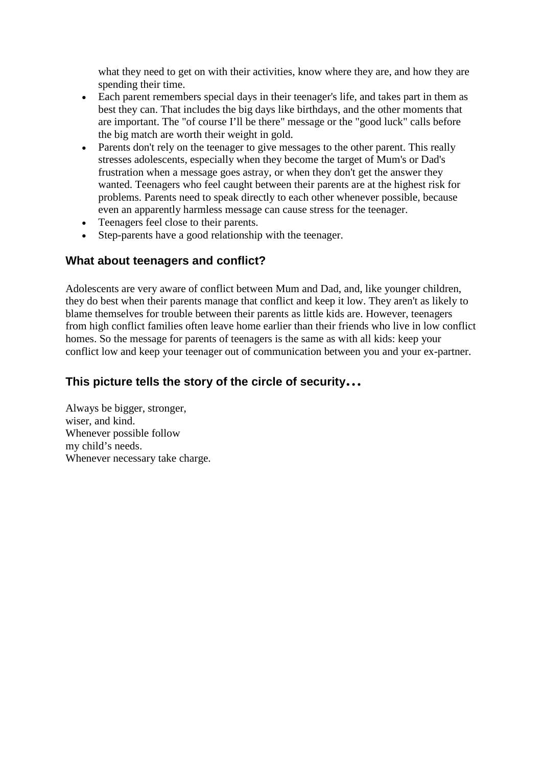what they need to get on with their activities, know where they are, and how they are spending their time.

- Each parent remembers special days in their teenager's life, and takes part in them as best they can. That includes the big days like birthdays, and the other moments that are important. The "of course I'll be there" message or the "good luck" calls before the big match are worth their weight in gold.
- Parents don't rely on the teenager to give messages to the other parent. This really stresses adolescents, especially when they become the target of Mum's or Dad's frustration when a message goes astray, or when they don't get the answer they wanted. Teenagers who feel caught between their parents are at the highest risk for problems. Parents need to speak directly to each other whenever possible, because even an apparently harmless message can cause stress for the teenager.
- Teenagers feel close to their parents.
- Step-parents have a good relationship with the teenager.

### What about teenagers and conflict?

Adolescents are very aware of conflict between Mum and Dad, and, like younger children, they do best when their parents manage that conflict and keep it low. They aren't as likely to blame themselves for trouble between their parents as little kids are. However, teenagers from high conflict families often leave home earlier than their friends who live in low conflict homes. So the message for parents of teenagers is the same as with all kids: keep your conflict low and keep your teenager out of communication between you and your ex-partner.

### This picture tells the story of the circle of security…

Always be bigger, stronger,
wiser, and kind.
Whenever possible follow
my child's needs.
Whenever necessary take charge.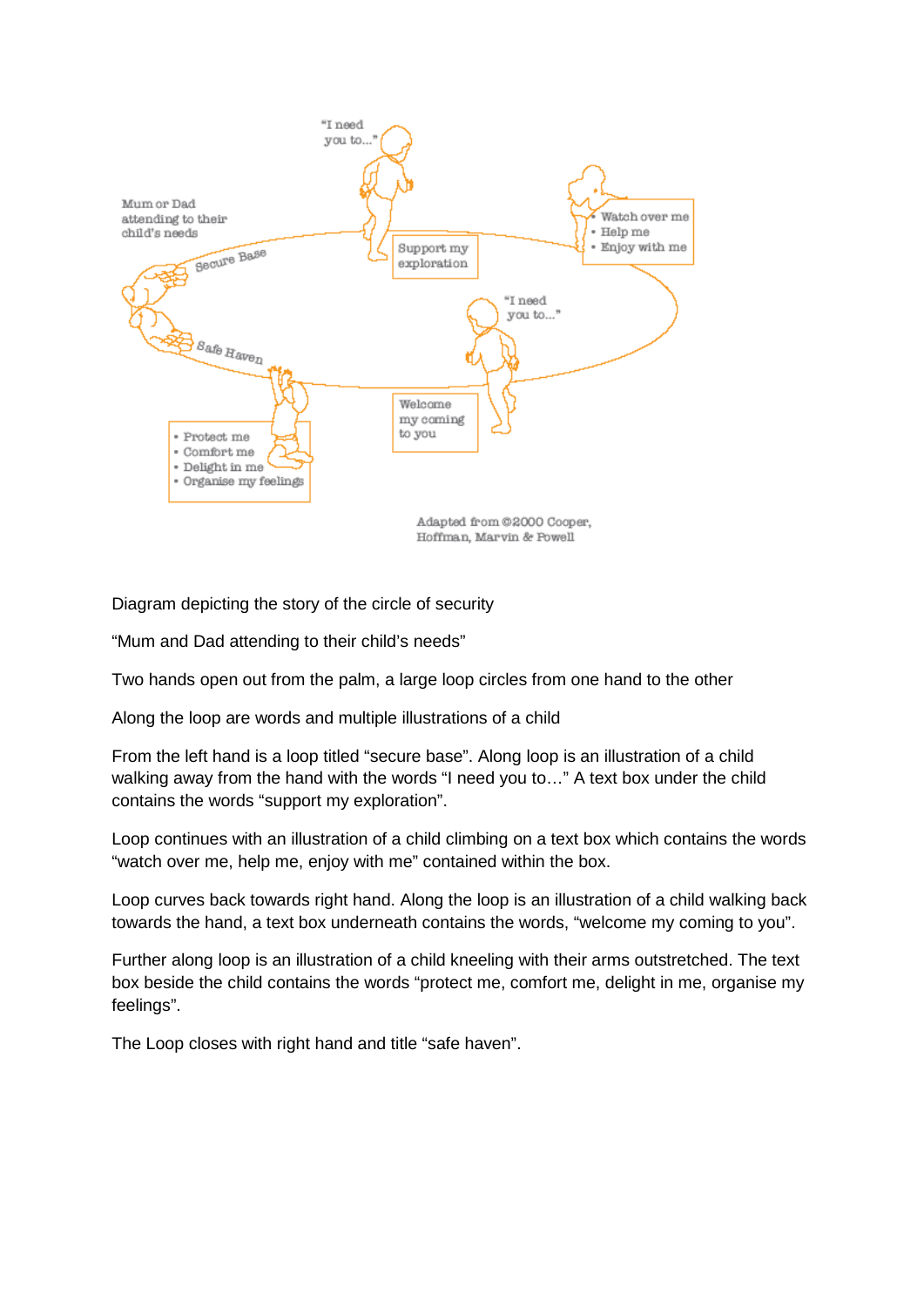"I need you to..."

Mum or Dad attending to their child's needs

Secure Base

Support my exploration

- Watch over me
- Help me
- Enjoy with me

"I need you to..."

Safe Haven

Welcome my coming to you

- Protect me
- Comfort me
- Delight in me
- Organise my feelings

Adapted from ©2000 Cooper, Hoffman, Marvin & Powell

Diagram depicting the story of the circle of security

"Mum and Dad attending to their child's needs"

Two hands open out from the palm, a large loop circles from one hand to the other

Along the loop are words and multiple illustrations of a child

From the left hand is a loop titled "secure base". Along loop is an illustration of a child walking away from the hand with the words "I need you to…" A text box under the child contains the words "support my exploration".

Loop continues with an illustration of a child climbing on a text box which contains the words "watch over me, help me, enjoy with me" contained within the box.

Loop curves back towards right hand. Along the loop is an illustration of a child walking back towards the hand, a text box underneath contains the words, "welcome my coming to you".

Further along loop is an illustration of a child kneeling with their arms outstretched. The text box beside the child contains the words "protect me, comfort me, delight in me, organise my feelings".

The Loop closes with right hand and title "safe haven".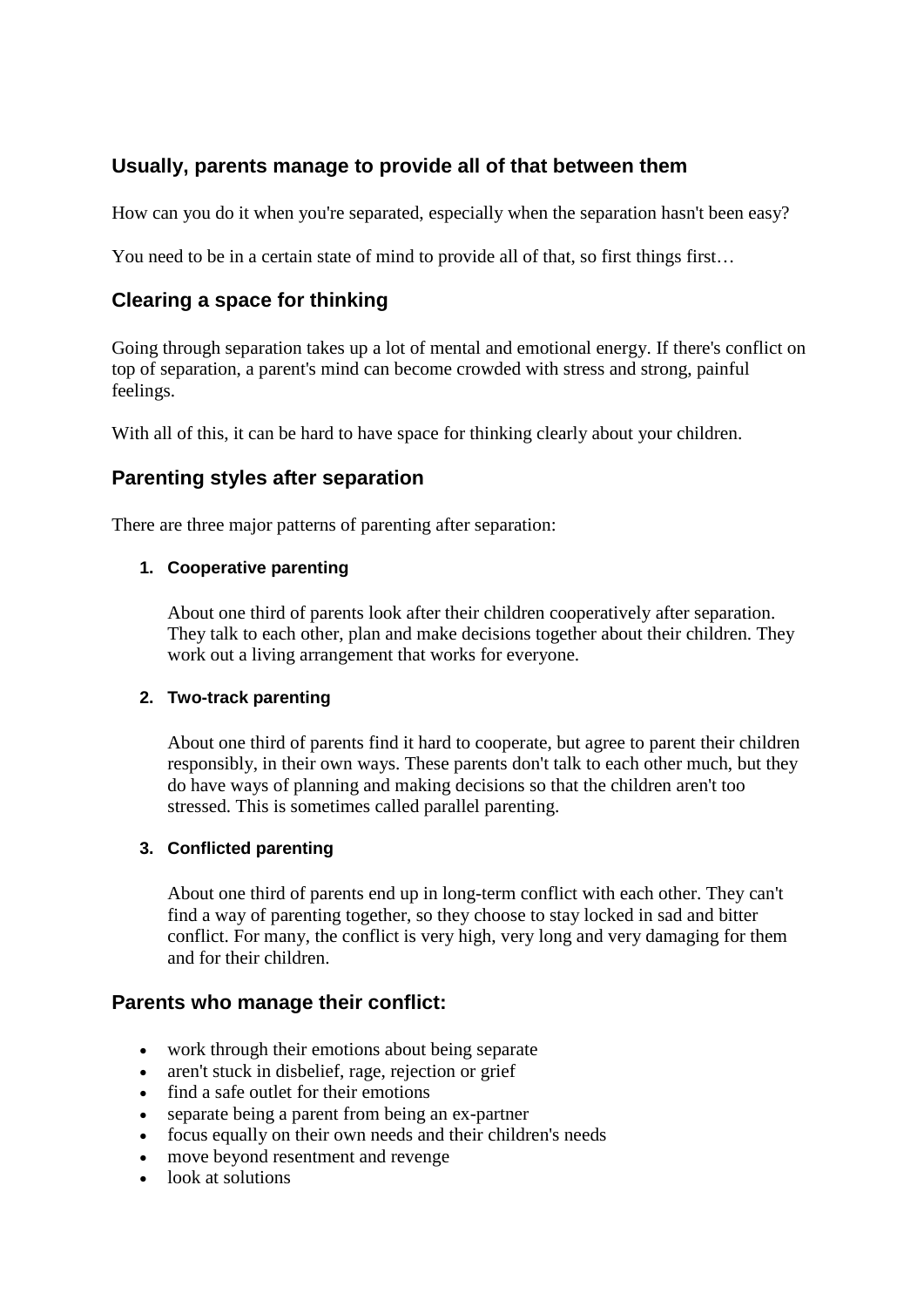## Usually, parents manage to provide all of that between them

How can you do it when you're separated, especially when the separation hasn't been easy?

You need to be in a certain state of mind to provide all of that, so first things first…

## Clearing a space for thinking

Going through separation takes up a lot of mental and emotional energy. If there's conflict on top of separation, a parent's mind can become crowded with stress and strong, painful feelings.

With all of this, it can be hard to have space for thinking clearly about your children.

## Parenting styles after separation

There are three major patterns of parenting after separation:

1. **Cooperative parenting**

   About one third of parents look after their children cooperatively after separation. They talk to each other, plan and make decisions together about their children. They work out a living arrangement that works for everyone.

2. **Two-track parenting**

   About one third of parents find it hard to cooperate, but agree to parent their children responsibly, in their own ways. These parents don't talk to each other much, but they do have ways of planning and making decisions so that the children aren't too stressed. This is sometimes called parallel parenting.

3. **Conflicted parenting**

   About one third of parents end up in long-term conflict with each other. They can't find a way of parenting together, so they choose to stay locked in sad and bitter conflict. For many, the conflict is very high, very long and very damaging for them and for their children.

## Parents who manage their conflict:

- work through their emotions about being separate
- aren't stuck in disbelief, rage, rejection or grief
- find a safe outlet for their emotions
- separate being a parent from being an ex-partner
- focus equally on their own needs and their children's needs
- move beyond resentment and revenge
- look at solutions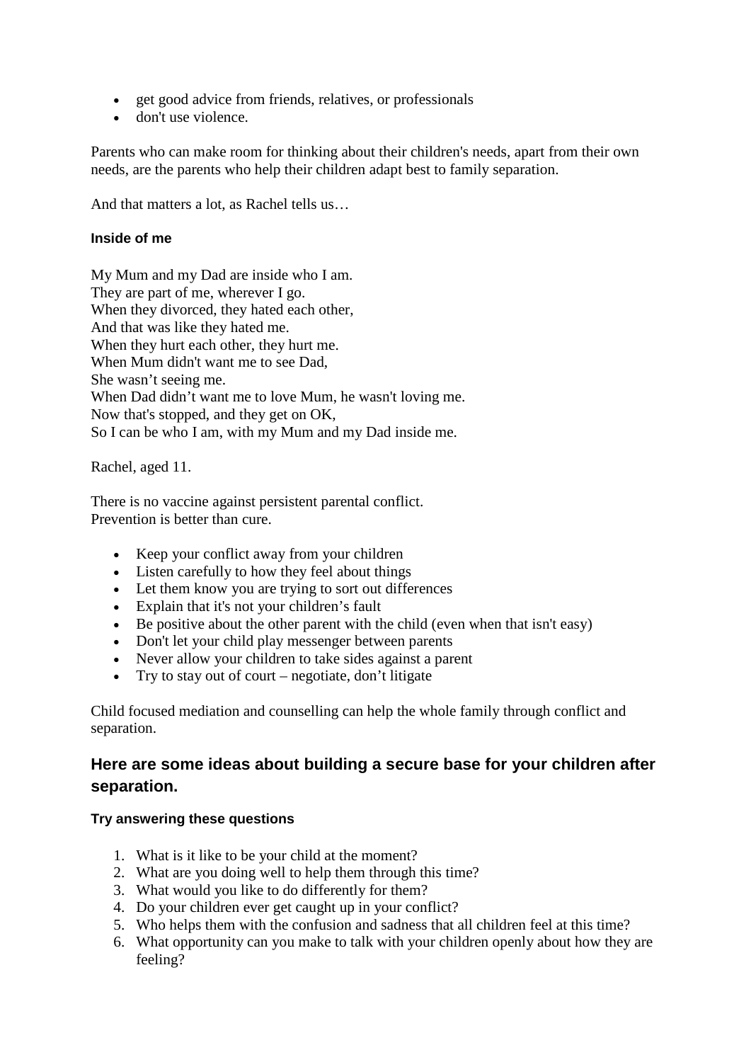- get good advice from friends, relatives, or professionals
- don't use violence.

Parents who can make room for thinking about their children's needs, apart from their own needs, are the parents who help their children adapt best to family separation.

And that matters a lot, as Rachel tells us…

#### Inside of me

My Mum and my Dad are inside who I am.
They are part of me, wherever I go.
When they divorced, they hated each other,
And that was like they hated me.
When they hurt each other, they hurt me.
When Mum didn't want me to see Dad,
She wasn't seeing me.
When Dad didn't want me to love Mum, he wasn't loving me.
Now that's stopped, and they get on OK,
So I can be who I am, with my Mum and my Dad inside me.

Rachel, aged 11.

There is no vaccine against persistent parental conflict.
Prevention is better than cure.

- Keep your conflict away from your children
- Listen carefully to how they feel about things
- Let them know you are trying to sort out differences
- Explain that it's not your children's fault
- Be positive about the other parent with the child (even when that isn't easy)
- Don't let your child play messenger between parents
- Never allow your children to take sides against a parent
- Try to stay out of court – negotiate, don't litigate

Child focused mediation and counselling can help the whole family through conflict and separation.

### Here are some ideas about building a secure base for your children after separation.

#### Try answering these questions

1. What is it like to be your child at the moment?
2. What are you doing well to help them through this time?
3. What would you like to do differently for them?
4. Do your children ever get caught up in your conflict?
5. Who helps them with the confusion and sadness that all children feel at this time?
6. What opportunity can you make to talk with your children openly about how they are feeling?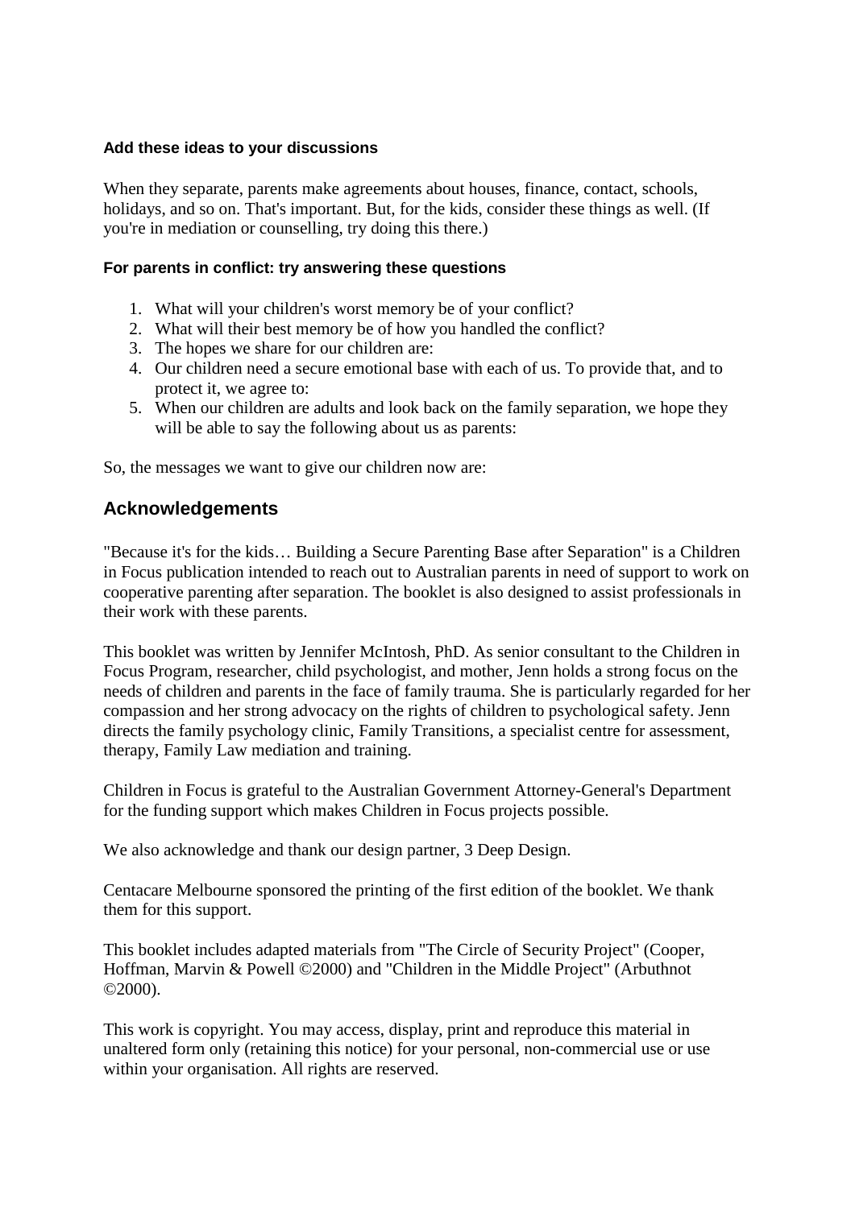### Add these ideas to your discussions

When they separate, parents make agreements about houses, finance, contact, schools, holidays, and so on. That's important. But, for the kids, consider these things as well. (If you're in mediation or counselling, try doing this there.)

### For parents in conflict: try answering these questions

1. What will your children's worst memory be of your conflict?
2. What will their best memory be of how you handled the conflict?
3. The hopes we share for our children are:
4. Our children need a secure emotional base with each of us. To provide that, and to protect it, we agree to:
5. When our children are adults and look back on the family separation, we hope they will be able to say the following about us as parents:

So, the messages we want to give our children now are:

## Acknowledgements

"Because it's for the kids… Building a Secure Parenting Base after Separation" is a Children in Focus publication intended to reach out to Australian parents in need of support to work on cooperative parenting after separation. The booklet is also designed to assist professionals in their work with these parents.

This booklet was written by Jennifer McIntosh, PhD. As senior consultant to the Children in Focus Program, researcher, child psychologist, and mother, Jenn holds a strong focus on the needs of children and parents in the face of family trauma. She is particularly regarded for her compassion and her strong advocacy on the rights of children to psychological safety. Jenn directs the family psychology clinic, Family Transitions, a specialist centre for assessment, therapy, Family Law mediation and training.

Children in Focus is grateful to the Australian Government Attorney-General's Department for the funding support which makes Children in Focus projects possible.

We also acknowledge and thank our design partner, 3 Deep Design.

Centacare Melbourne sponsored the printing of the first edition of the booklet. We thank them for this support.

This booklet includes adapted materials from "The Circle of Security Project" (Cooper, Hoffman, Marvin & Powell ©2000) and "Children in the Middle Project" (Arbuthnot ©2000).

This work is copyright. You may access, display, print and reproduce this material in unaltered form only (retaining this notice) for your personal, non-commercial use or use within your organisation. All rights are reserved.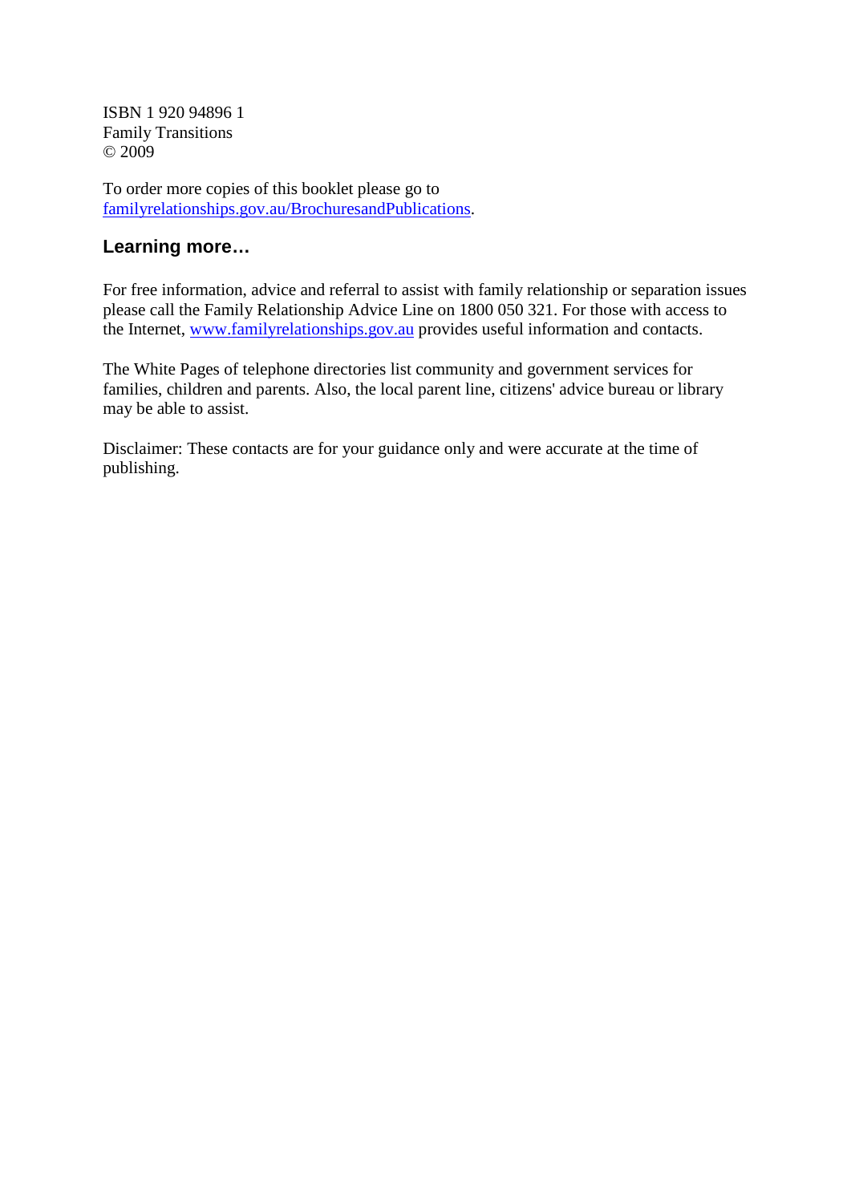ISBN 1 920 94896 1
Family Transitions
© 2009

To order more copies of this booklet please go to familyrelationships.gov.au/BrochuresandPublications.

## Learning more…

For free information, advice and referral to assist with family relationship or separation issues please call the Family Relationship Advice Line on 1800 050 321. For those with access to the Internet, www.familyrelationships.gov.au provides useful information and contacts.

The White Pages of telephone directories list community and government services for families, children and parents. Also, the local parent line, citizens' advice bureau or library may be able to assist.

Disclaimer: These contacts are for your guidance only and were accurate at the time of publishing.